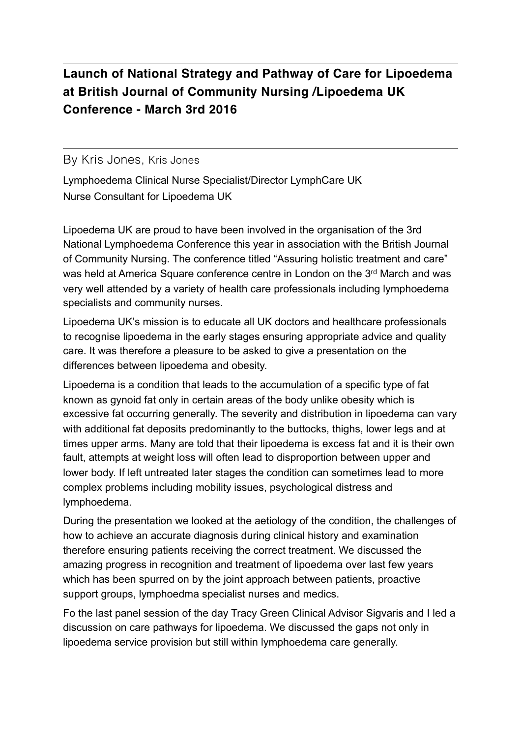# Launch of National Strategy and Pathway of Care for Lipoedema at British Journal of Community Nursing /Lipoedema UK Conference - March 3rd 2016

By Kris Jones, Kris Jones

Lymphoedema Clinical Nurse Specialist/Director LymphCare UK
Nurse Consultant for Lipoedema UK

Lipoedema UK are proud to have been involved in the organisation of the 3rd National Lymphoedema Conference this year in association with the British Journal of Community Nursing. The conference titled "Assuring holistic treatment and care" was held at America Square conference centre in London on the 3rd March and was very well attended by a variety of health care professionals including lymphoedema specialists and community nurses.

Lipoedema UK's mission is to educate all UK doctors and healthcare professionals to recognise lipoedema in the early stages ensuring appropriate advice and quality care. It was therefore a pleasure to be asked to give a presentation on the differences between lipoedema and obesity.

Lipoedema is a condition that leads to the accumulation of a specific type of fat known as gynoid fat only in certain areas of the body unlike obesity which is excessive fat occurring generally. The severity and distribution in lipoedema can vary with additional fat deposits predominantly to the buttocks, thighs, lower legs and at times upper arms. Many are told that their lipoedema is excess fat and it is their own fault, attempts at weight loss will often lead to disproportion between upper and lower body. If left untreated later stages the condition can sometimes lead to more complex problems including mobility issues, psychological distress and lymphoedema.

During the presentation we looked at the aetiology of the condition, the challenges of how to achieve an accurate diagnosis during clinical history and examination therefore ensuring patients receiving the correct treatment. We discussed the amazing progress in recognition and treatment of lipoedema over last few years which has been spurred on by the joint approach between patients, proactive support groups, lymphoedma specialist nurses and medics.

Fo the last panel session of the day Tracy Green Clinical Advisor Sigvaris and I led a discussion on care pathways for lipoedema. We discussed the gaps not only in lipoedema service provision but still within lymphoedema care generally.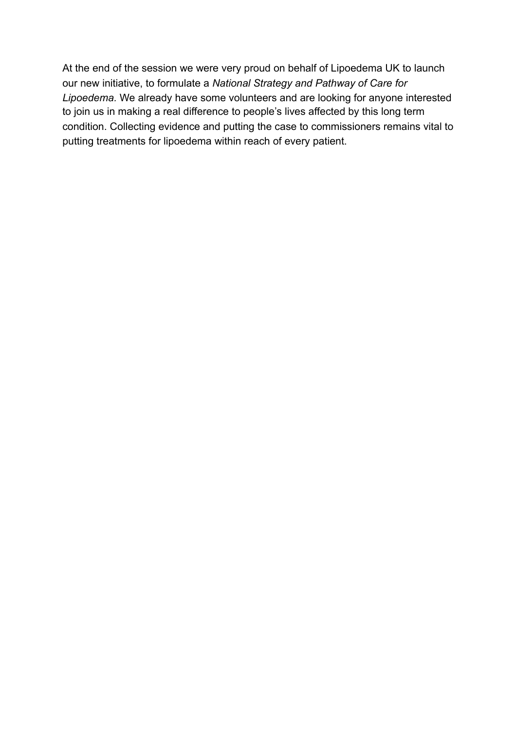At the end of the session we were very proud on behalf of Lipoedema UK to launch our new initiative, to formulate a *National Strategy and Pathway of Care for Lipoedema.* We already have some volunteers and are looking for anyone interested to join us in making a real difference to people's lives affected by this long term condition. Collecting evidence and putting the case to commissioners remains vital to putting treatments for lipoedema within reach of every patient.